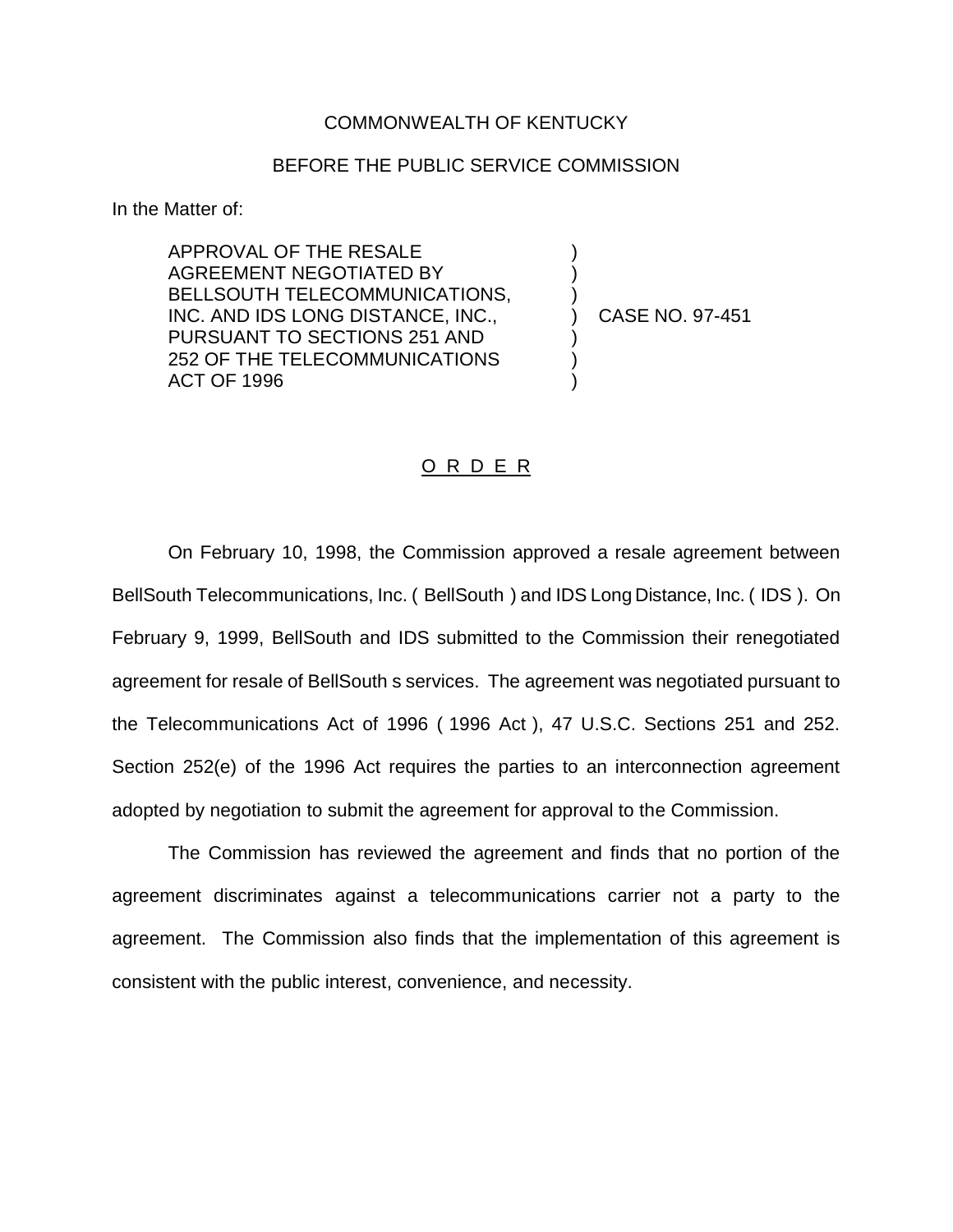COMMONWEALTH OF KENTUCKY

BEFORE THE PUBLIC SERVICE COMMISSION

In the Matter of:

APPROVAL OF THE RESALE AGREEMENT NEGOTIATED BY BELLSOUTH TELECOMMUNICATIONS, INC. AND IDS LONG DISTANCE, INC., PURSUANT TO SECTIONS 251 AND 252 OF THE TELECOMMUNICATIONS ACT OF 1996 ) CASE NO. 97-451

O R D E R

On February 10, 1998, the Commission approved a resale agreement between BellSouth Telecommunications, Inc. ( BellSouth ) and IDS Long Distance, Inc. ( IDS ). On February 9, 1999, BellSouth and IDS submitted to the Commission their renegotiated agreement for resale of BellSouth s services. The agreement was negotiated pursuant to the Telecommunications Act of 1996 ( 1996 Act ), 47 U.S.C. Sections 251 and 252. Section 252(e) of the 1996 Act requires the parties to an interconnection agreement adopted by negotiation to submit the agreement for approval to the Commission.

The Commission has reviewed the agreement and finds that no portion of the agreement discriminates against a telecommunications carrier not a party to the agreement. The Commission also finds that the implementation of this agreement is consistent with the public interest, convenience, and necessity.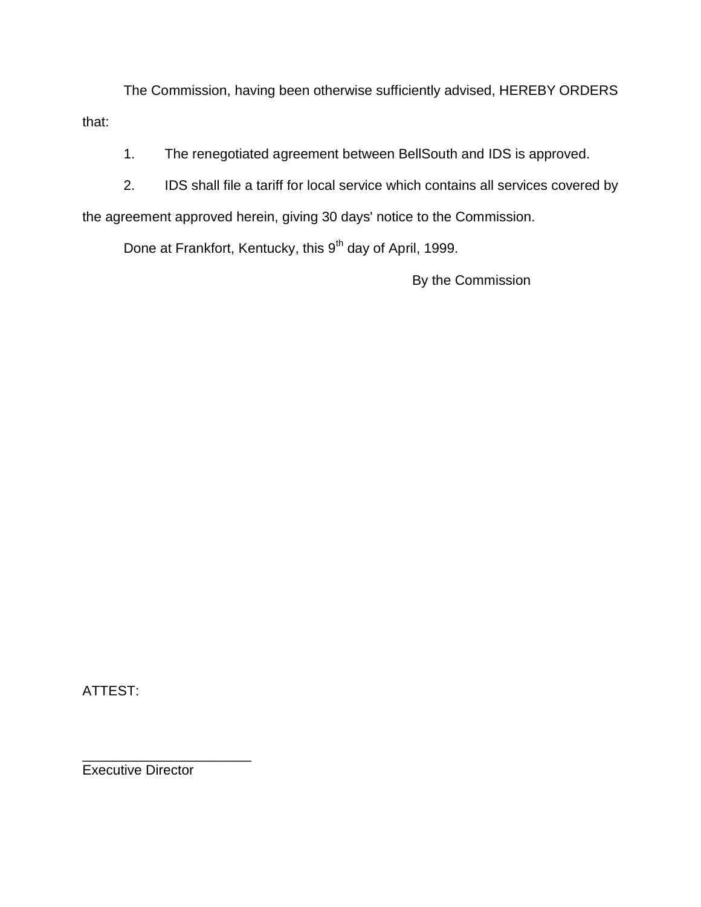The Commission, having been otherwise sufficiently advised, HEREBY ORDERS that:

1. The renegotiated agreement between BellSouth and IDS is approved.

2. IDS shall file a tariff for local service which contains all services covered by the agreement approved herein, giving 30 days' notice to the Commission.

Done at Frankfort, Kentucky, this 9th day of April, 1999.

By the Commission

ATTEST:

______________________
Executive Director